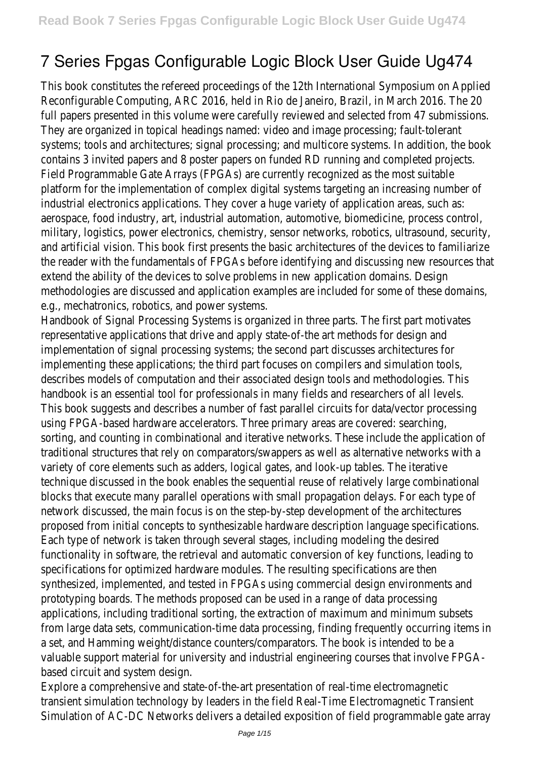# 7 Series Fpgas Configurable Logic Block User Guide Ug474

This book constitutes the refereed proceedings of the 12th International Symposium on Applied Reconfigurable Computing, ARC 2016, held in Rio de Janeiro, Brazil, in March 2016. The 20 full papers presented in this volume were carefully reviewed and selected from 47 submissions. They are organized in topical headings named: video and image processing; fault-tolerant systems; tools and architectures; signal processing; and multicore systems. In addition, the book contains 3 invited papers and 8 poster papers on funded RD running and completed projects.

Field Programmable Gate Arrays (FPGAs) are currently recognized as the most suitable platform for the implementation of complex digital systems targeting an increasing number of industrial electronics applications. They cover a huge variety of application areas, such as: aerospace, food industry, art, industrial automation, automotive, biomedicine, process control, military, logistics, power electronics, chemistry, sensor networks, robotics, ultrasound, security, and artificial vision. This book first presents the basic architectures of the devices to familiarize the reader with the fundamentals of FPGAs before identifying and discussing new resources that extend the ability of the devices to solve problems in new application domains. Design methodologies are discussed and application examples are included for some of these domains, e.g., mechatronics, robotics, and power systems.

Handbook of Signal Processing Systems is organized in three parts. The first part motivates representative applications that drive and apply state-of-the art methods for design and implementation of signal processing systems; the second part discusses architectures for implementing these applications; the third part focuses on compilers and simulation tools, describes models of computation and their associated design tools and methodologies. This handbook is an essential tool for professionals in many fields and researchers of all levels.

This book suggests and describes a number of fast parallel circuits for data/vector processing using FPGA-based hardware accelerators. Three primary areas are covered: searching, sorting, and counting in combinational and iterative networks. These include the application of traditional structures that rely on comparators/swappers as well as alternative networks with a variety of core elements such as adders, logical gates, and look-up tables. The iterative technique discussed in the book enables the sequential reuse of relatively large combinational blocks that execute many parallel operations with small propagation delays. For each type of network discussed, the main focus is on the step-by-step development of the architectures proposed from initial concepts to synthesizable hardware description language specifications. Each type of network is taken through several stages, including modeling the desired functionality in software, the retrieval and automatic conversion of key functions, leading to specifications for optimized hardware modules. The resulting specifications are then synthesized, implemented, and tested in FPGAs using commercial design environments and prototyping boards. The methods proposed can be used in a range of data processing applications, including traditional sorting, the extraction of maximum and minimum subsets from large data sets, communication-time data processing, finding frequently occurring items in a set, and Hamming weight/distance counters/comparators. The book is intended to be a valuable support material for university and industrial engineering courses that involve FPGA-based circuit and system design.

Explore a comprehensive and state-of-the-art presentation of real-time electromagnetic transient simulation technology by leaders in the field Real-Time Electromagnetic Transient Simulation of AC-DC Networks delivers a detailed exposition of field programmable gate array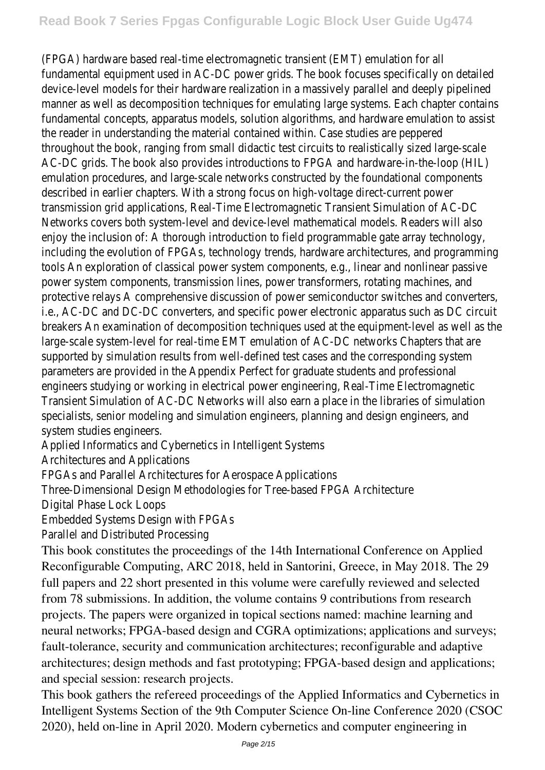(FPGA) hardware based real-time electromagnetic transient (EMT) emulation for all fundamental equipment used in AC-DC power grids. The book focuses specifically on detailed device-level models for their hardware realization in a massively parallel and deeply pipelined manner as well as decomposition techniques for emulating large systems. Each chapter contains fundamental concepts, apparatus models, solution algorithms, and hardware emulation to assist the reader in understanding the material contained within. Case studies are peppered throughout the book, ranging from small didactic test circuits to realistically sized large-scale AC-DC grids. The book also provides introductions to FPGA and hardware-in-the-loop (HIL) emulation procedures, and large-scale networks constructed by the foundational components described in earlier chapters. With a strong focus on high-voltage direct-current power transmission grid applications, Real-Time Electromagnetic Transient Simulation of AC-DC Networks covers both system-level and device-level mathematical models. Readers will also enjoy the inclusion of: A thorough introduction to field programmable gate array technology, including the evolution of FPGAs, technology trends, hardware architectures, and programming tools An exploration of classical power system components, e.g., linear and nonlinear passive power system components, transmission lines, power transformers, rotating machines, and protective relays A comprehensive discussion of power semiconductor switches and converters, i.e., AC-DC and DC-DC converters, and specific power electronic apparatus such as DC circuit breakers An examination of decomposition techniques used at the equipment-level as well as the large-scale system-level for real-time EMT emulation of AC-DC networks Chapters that are supported by simulation results from well-defined test cases and the corresponding system parameters are provided in the Appendix Perfect for graduate students and professional engineers studying or working in electrical power engineering, Real-Time Electromagnetic Transient Simulation of AC-DC Networks will also earn a place in the libraries of simulation specialists, senior modeling and simulation engineers, planning and design engineers, and system studies engineers.

Applied Informatics and Cybernetics in Intelligent Systems
Architectures and Applications
FPGAs and Parallel Architectures for Aerospace Applications
Three-Dimensional Design Methodologies for Tree-based FPGA Architecture
Digital Phase Lock Loops
Embedded Systems Design with FPGAs
Parallel and Distributed Processing

This book constitutes the proceedings of the 14th International Conference on Applied Reconfigurable Computing, ARC 2018, held in Santorini, Greece, in May 2018. The 29 full papers and 22 short presented in this volume were carefully reviewed and selected from 78 submissions. In addition, the volume contains 9 contributions from research projects. The papers were organized in topical sections named: machine learning and neural networks; FPGA-based design and CGRA optimizations; applications and surveys; fault-tolerance, security and communication architectures; reconfigurable and adaptive architectures; design methods and fast prototyping; FPGA-based design and applications; and special session: research projects.

This book gathers the refereed proceedings of the Applied Informatics and Cybernetics in Intelligent Systems Section of the 9th Computer Science On-line Conference 2020 (CSOC 2020), held on-line in April 2020. Modern cybernetics and computer engineering in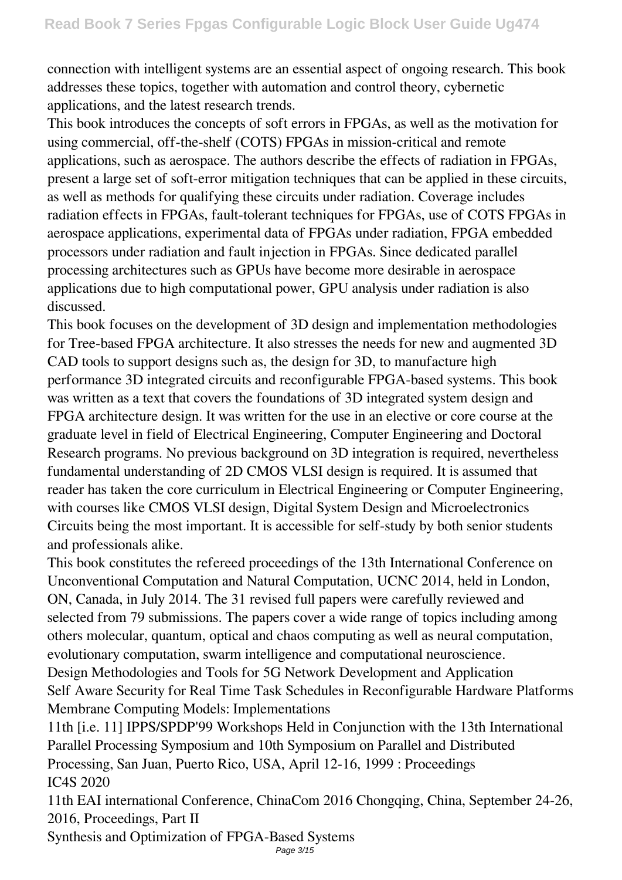connection with intelligent systems are an essential aspect of ongoing research. This book addresses these topics, together with automation and control theory, cybernetic applications, and the latest research trends.

This book introduces the concepts of soft errors in FPGAs, as well as the motivation for using commercial, off-the-shelf (COTS) FPGAs in mission-critical and remote applications, such as aerospace. The authors describe the effects of radiation in FPGAs, present a large set of soft-error mitigation techniques that can be applied in these circuits, as well as methods for qualifying these circuits under radiation. Coverage includes radiation effects in FPGAs, fault-tolerant techniques for FPGAs, use of COTS FPGAs in aerospace applications, experimental data of FPGAs under radiation, FPGA embedded processors under radiation and fault injection in FPGAs. Since dedicated parallel processing architectures such as GPUs have become more desirable in aerospace applications due to high computational power, GPU analysis under radiation is also discussed.

This book focuses on the development of 3D design and implementation methodologies for Tree-based FPGA architecture. It also stresses the needs for new and augmented 3D CAD tools to support designs such as, the design for 3D, to manufacture high performance 3D integrated circuits and reconfigurable FPGA-based systems. This book was written as a text that covers the foundations of 3D integrated system design and FPGA architecture design. It was written for the use in an elective or core course at the graduate level in field of Electrical Engineering, Computer Engineering and Doctoral Research programs. No previous background on 3D integration is required, nevertheless fundamental understanding of 2D CMOS VLSI design is required. It is assumed that reader has taken the core curriculum in Electrical Engineering or Computer Engineering, with courses like CMOS VLSI design, Digital System Design and Microelectronics Circuits being the most important. It is accessible for self-study by both senior students and professionals alike.

This book constitutes the refereed proceedings of the 13th International Conference on Unconventional Computation and Natural Computation, UCNC 2014, held in London, ON, Canada, in July 2014. The 31 revised full papers were carefully reviewed and selected from 79 submissions. The papers cover a wide range of topics including among others molecular, quantum, optical and chaos computing as well as neural computation, evolutionary computation, swarm intelligence and computational neuroscience.

Design Methodologies and Tools for 5G Network Development and Application

Self Aware Security for Real Time Task Schedules in Reconfigurable Hardware Platforms

Membrane Computing Models: Implementations

11th [i.e. 11] IPPS/SPDP'99 Workshops Held in Conjunction with the 13th International Parallel Processing Symposium and 10th Symposium on Parallel and Distributed Processing, San Juan, Puerto Rico, USA, April 12-16, 1999 : Proceedings

IC4S 2020

11th EAI international Conference, ChinaCom 2016 Chongqing, China, September 24-26, 2016, Proceedings, Part II

Synthesis and Optimization of FPGA-Based Systems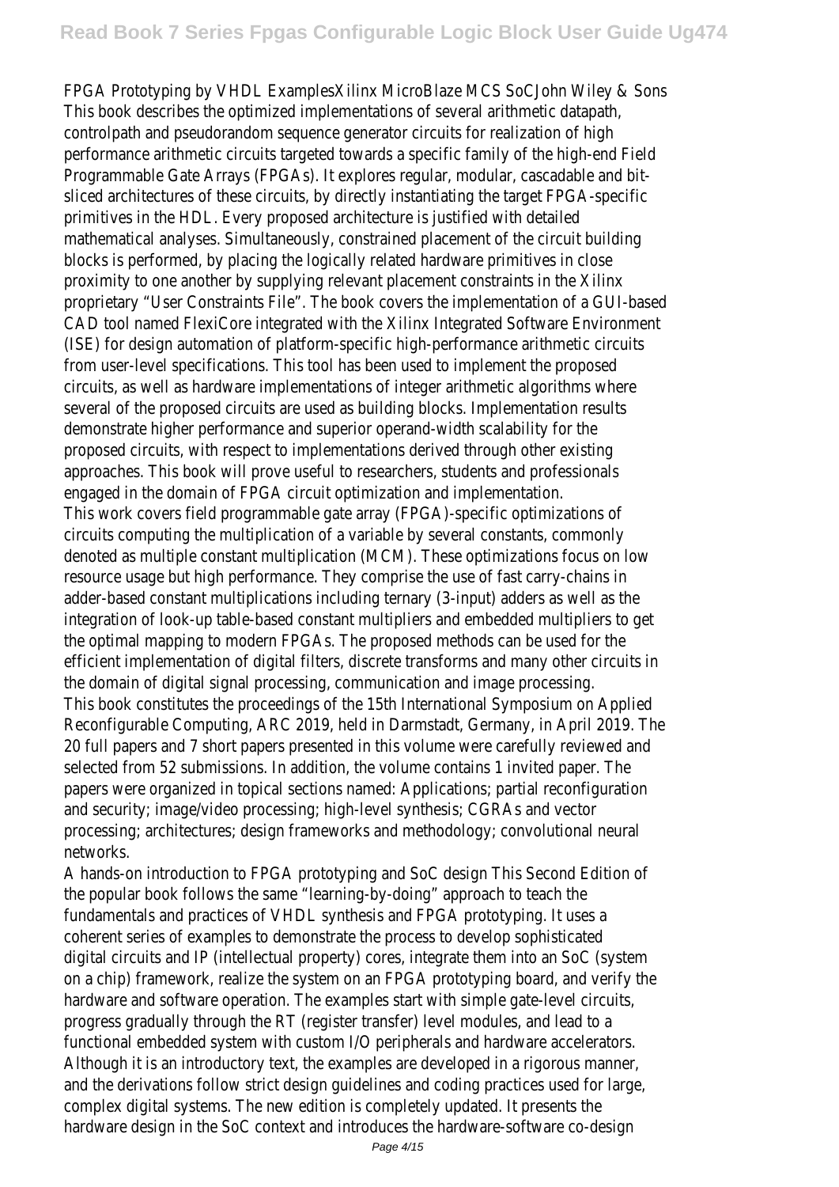FPGA Prototyping by VHDL ExamplesXilinx MicroBlaze MCS SoCJohn Wiley & Sons
This book describes the optimized implementations of several arithmetic datapath, controlpath and pseudorandom sequence generator circuits for realization of high performance arithmetic circuits targeted towards a specific family of the high-end Field Programmable Gate Arrays (FPGAs). It explores regular, modular, cascadable and bit-sliced architectures of these circuits, by directly instantiating the target FPGA-specific primitives in the HDL. Every proposed architecture is justified with detailed mathematical analyses. Simultaneously, constrained placement of the circuit building blocks is performed, by placing the logically related hardware primitives in close proximity to one another by supplying relevant placement constraints in the Xilinx proprietary "User Constraints File". The book covers the implementation of a GUI-based CAD tool named FlexiCore integrated with the Xilinx Integrated Software Environment (ISE) for design automation of platform-specific high-performance arithmetic circuits from user-level specifications. This tool has been used to implement the proposed circuits, as well as hardware implementations of integer arithmetic algorithms where several of the proposed circuits are used as building blocks. Implementation results demonstrate higher performance and superior operand-width scalability for the proposed circuits, with respect to implementations derived through other existing approaches. This book will prove useful to researchers, students and professionals engaged in the domain of FPGA circuit optimization and implementation.
This work covers field programmable gate array (FPGA)-specific optimizations of circuits computing the multiplication of a variable by several constants, commonly denoted as multiple constant multiplication (MCM). These optimizations focus on low resource usage but high performance. They comprise the use of fast carry-chains in adder-based constant multiplications including ternary (3-input) adders as well as the integration of look-up table-based constant multipliers and embedded multipliers to get the optimal mapping to modern FPGAs. The proposed methods can be used for the efficient implementation of digital filters, discrete transforms and many other circuits in the domain of digital signal processing, communication and image processing.
This book constitutes the proceedings of the 15th International Symposium on Applied Reconfigurable Computing, ARC 2019, held in Darmstadt, Germany, in April 2019. The 20 full papers and 7 short papers presented in this volume were carefully reviewed and selected from 52 submissions. In addition, the volume contains 1 invited paper. The papers were organized in topical sections named: Applications; partial reconfiguration and security; image/video processing; high-level synthesis; CGRAs and vector processing; architectures; design frameworks and methodology; convolutional neural networks.
A hands-on introduction to FPGA prototyping and SoC design This Second Edition of the popular book follows the same "learning-by-doing" approach to teach the fundamentals and practices of VHDL synthesis and FPGA prototyping. It uses a coherent series of examples to demonstrate the process to develop sophisticated digital circuits and IP (intellectual property) cores, integrate them into an SoC (system on a chip) framework, realize the system on an FPGA prototyping board, and verify the hardware and software operation. The examples start with simple gate-level circuits, progress gradually through the RT (register transfer) level modules, and lead to a functional embedded system with custom I/O peripherals and hardware accelerators. Although it is an introductory text, the examples are developed in a rigorous manner, and the derivations follow strict design guidelines and coding practices used for large, complex digital systems. The new edition is completely updated. It presents the hardware design in the SoC context and introduces the hardware-software co-design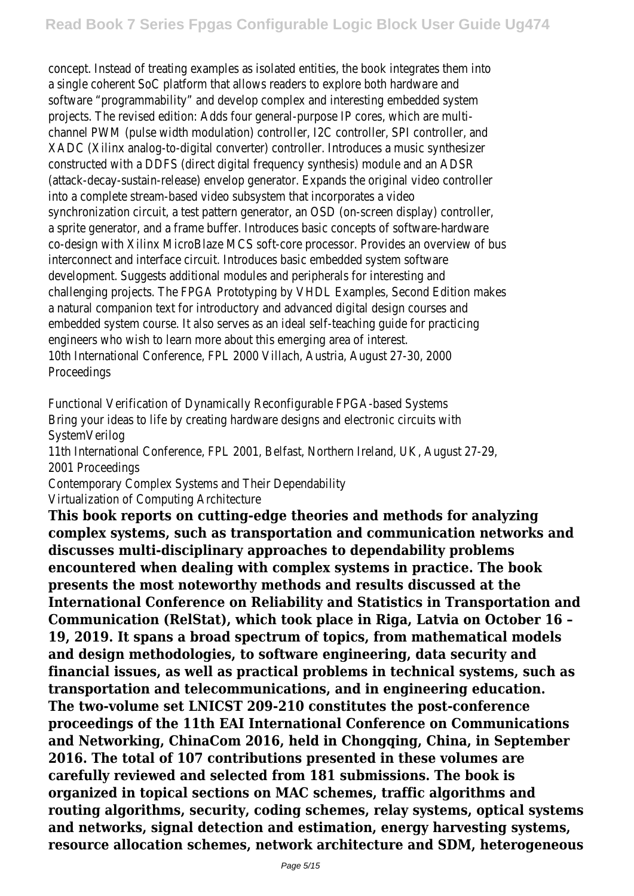concept. Instead of treating examples as isolated entities, the book integrates them into a single coherent SoC platform that allows readers to explore both hardware and software "programmability" and develop complex and interesting embedded system projects. The revised edition: Adds four general-purpose IP cores, which are multi-channel PWM (pulse width modulation) controller, I2C controller, SPI controller, and XADC (Xilinx analog-to-digital converter) controller. Introduces a music synthesizer constructed with a DDFS (direct digital frequency synthesis) module and an ADSR (attack-decay-sustain-release) envelop generator. Expands the original video controller into a complete stream-based video subsystem that incorporates a video synchronization circuit, a test pattern generator, an OSD (on-screen display) controller, a sprite generator, and a frame buffer. Introduces basic concepts of software-hardware co-design with Xilinx MicroBlaze MCS soft-core processor. Provides an overview of bus interconnect and interface circuit. Introduces basic embedded system software development. Suggests additional modules and peripherals for interesting and challenging projects. The FPGA Prototyping by VHDL Examples, Second Edition makes a natural companion text for introductory and advanced digital design courses and embedded system course. It also serves as an ideal self-teaching guide for practicing engineers who wish to learn more about this emerging area of interest.

10th International Conference, FPL 2000 Villach, Austria, August 27-30, 2000 Proceedings

Functional Verification of Dynamically Reconfigurable FPGA-based Systems

Bring your ideas to life by creating hardware designs and electronic circuits with SystemVerilog

11th International Conference, FPL 2001, Belfast, Northern Ireland, UK, August 27-29, 2001 Proceedings

Contemporary Complex Systems and Their Dependability

Virtualization of Computing Architecture

**This book reports on cutting-edge theories and methods for analyzing complex systems, such as transportation and communication networks and discusses multi-disciplinary approaches to dependability problems encountered when dealing with complex systems in practice. The book presents the most noteworthy methods and results discussed at the International Conference on Reliability and Statistics in Transportation and Communication (RelStat), which took place in Riga, Latvia on October 16 – 19, 2019. It spans a broad spectrum of topics, from mathematical models and design methodologies, to software engineering, data security and financial issues, as well as practical problems in technical systems, such as transportation and telecommunications, and in engineering education.**

**The two-volume set LNICST 209-210 constitutes the post-conference proceedings of the 11th EAI International Conference on Communications and Networking, ChinaCom 2016, held in Chongqing, China, in September 2016. The total of 107 contributions presented in these volumes are carefully reviewed and selected from 181 submissions. The book is organized in topical sections on MAC schemes, traffic algorithms and routing algorithms, security, coding schemes, relay systems, optical systems and networks, signal detection and estimation, energy harvesting systems, resource allocation schemes, network architecture and SDM, heterogeneous**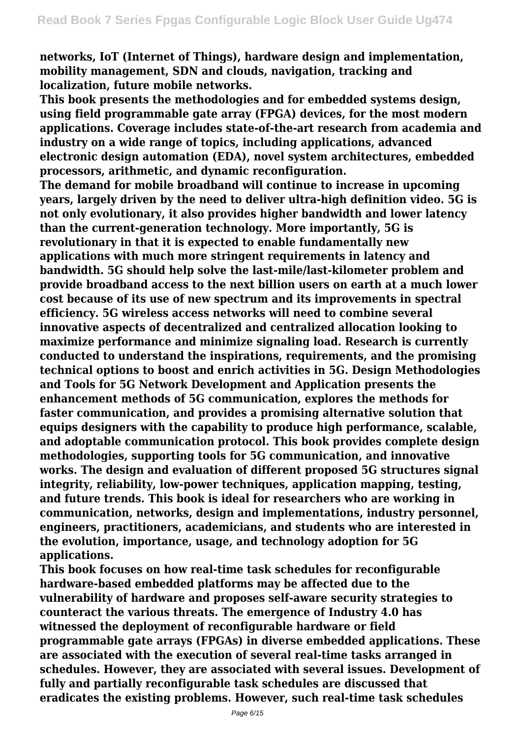**networks, IoT (Internet of Things), hardware design and implementation, mobility management, SDN and clouds, navigation, tracking and localization, future mobile networks.**

**This book presents the methodologies and for embedded systems design, using field programmable gate array (FPGA) devices, for the most modern applications. Coverage includes state-of-the-art research from academia and industry on a wide range of topics, including applications, advanced electronic design automation (EDA), novel system architectures, embedded processors, arithmetic, and dynamic reconfiguration.**

**The demand for mobile broadband will continue to increase in upcoming years, largely driven by the need to deliver ultra-high definition video. 5G is not only evolutionary, it also provides higher bandwidth and lower latency than the current-generation technology. More importantly, 5G is revolutionary in that it is expected to enable fundamentally new applications with much more stringent requirements in latency and bandwidth. 5G should help solve the last-mile/last-kilometer problem and provide broadband access to the next billion users on earth at a much lower cost because of its use of new spectrum and its improvements in spectral efficiency. 5G wireless access networks will need to combine several innovative aspects of decentralized and centralized allocation looking to maximize performance and minimize signaling load. Research is currently conducted to understand the inspirations, requirements, and the promising technical options to boost and enrich activities in 5G. Design Methodologies and Tools for 5G Network Development and Application presents the enhancement methods of 5G communication, explores the methods for faster communication, and provides a promising alternative solution that equips designers with the capability to produce high performance, scalable, and adoptable communication protocol. This book provides complete design methodologies, supporting tools for 5G communication, and innovative works. The design and evaluation of different proposed 5G structures signal integrity, reliability, low-power techniques, application mapping, testing, and future trends. This book is ideal for researchers who are working in communication, networks, design and implementations, industry personnel, engineers, practitioners, academicians, and students who are interested in the evolution, importance, usage, and technology adoption for 5G applications.**

**This book focuses on how real-time task schedules for reconfigurable hardware-based embedded platforms may be affected due to the vulnerability of hardware and proposes self-aware security strategies to counteract the various threats. The emergence of Industry 4.0 has witnessed the deployment of reconfigurable hardware or field programmable gate arrays (FPGAs) in diverse embedded applications. These are associated with the execution of several real-time tasks arranged in schedules. However, they are associated with several issues. Development of fully and partially reconfigurable task schedules are discussed that eradicates the existing problems. However, such real-time task schedules**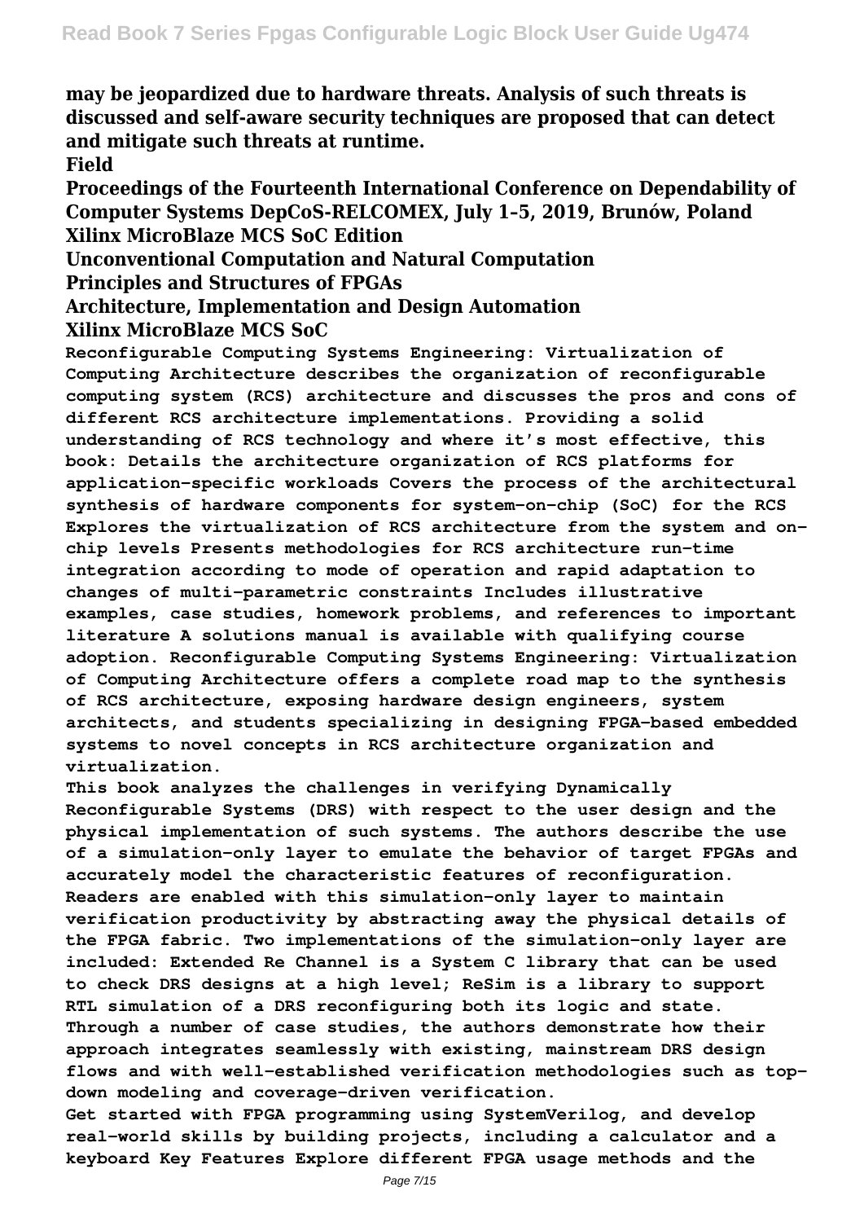**may be jeopardized due to hardware threats. Analysis of such threats is discussed and self-aware security techniques are proposed that can detect and mitigate such threats at runtime.**

**Field**

**Proceedings of the Fourteenth International Conference on Dependability of Computer Systems DepCoS-RELCOMEX, July 1–5, 2019, Brunów, Poland**

**Xilinx MicroBlaze MCS SoC Edition**

**Unconventional Computation and Natural Computation**

**Principles and Structures of FPGAs**

**Architecture, Implementation and Design Automation**

**Xilinx MicroBlaze MCS SoC**

Reconfigurable Computing Systems Engineering: Virtualization of Computing Architecture describes the organization of reconfigurable computing system (RCS) architecture and discusses the pros and cons of different RCS architecture implementations. Providing a solid understanding of RCS technology and where it's most effective, this book: Details the architecture organization of RCS platforms for application-specific workloads Covers the process of the architectural synthesis of hardware components for system-on-chip (SoC) for the RCS Explores the virtualization of RCS architecture from the system and on-chip levels Presents methodologies for RCS architecture run-time integration according to mode of operation and rapid adaptation to changes of multi-parametric constraints Includes illustrative examples, case studies, homework problems, and references to important literature A solutions manual is available with qualifying course adoption. Reconfigurable Computing Systems Engineering: Virtualization of Computing Architecture offers a complete road map to the synthesis of RCS architecture, exposing hardware design engineers, system architects, and students specializing in designing FPGA-based embedded systems to novel concepts in RCS architecture organization and virtualization.

This book analyzes the challenges in verifying Dynamically Reconfigurable Systems (DRS) with respect to the user design and the physical implementation of such systems. The authors describe the use of a simulation-only layer to emulate the behavior of target FPGAs and accurately model the characteristic features of reconfiguration. Readers are enabled with this simulation-only layer to maintain verification productivity by abstracting away the physical details of the FPGA fabric. Two implementations of the simulation-only layer are included: Extended Re Channel is a System C library that can be used to check DRS designs at a high level; ReSim is a library to support RTL simulation of a DRS reconfiguring both its logic and state. Through a number of case studies, the authors demonstrate how their approach integrates seamlessly with existing, mainstream DRS design flows and with well-established verification methodologies such as top-down modeling and coverage-driven verification.

Get started with FPGA programming using SystemVerilog, and develop real-world skills by building projects, including a calculator and a keyboard Key Features Explore different FPGA usage methods and the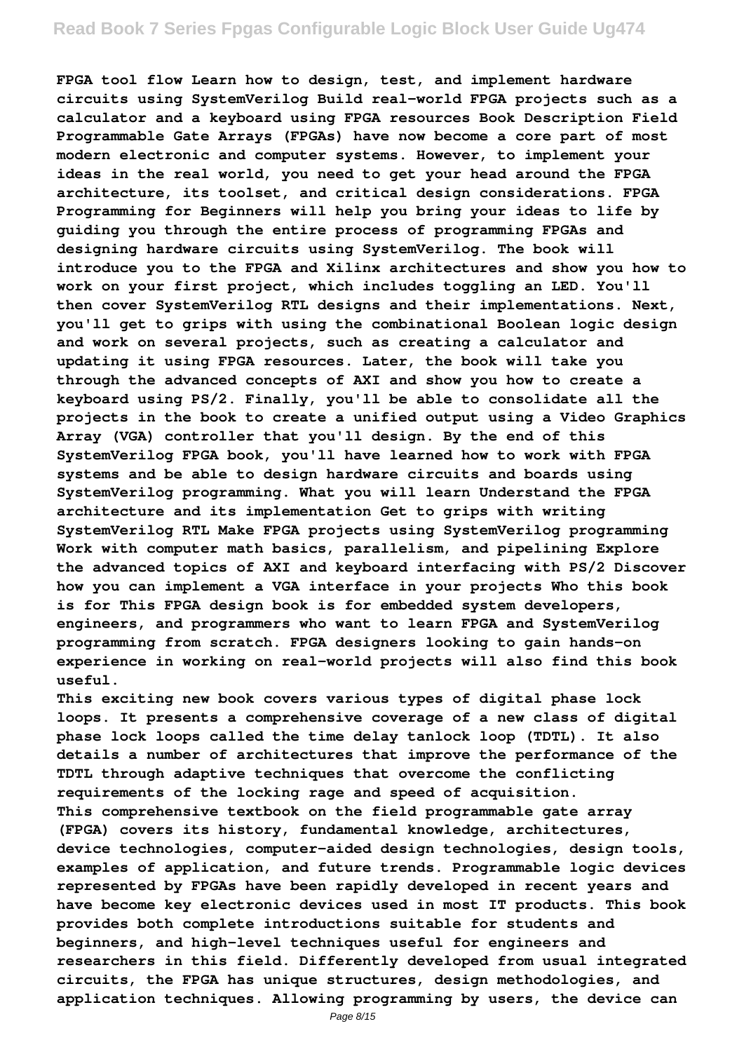FPGA tool flow Learn how to design, test, and implement hardware circuits using SystemVerilog Build real-world FPGA projects such as a calculator and a keyboard using FPGA resources Book Description Field Programmable Gate Arrays (FPGAs) have now become a core part of most modern electronic and computer systems. However, to implement your ideas in the real world, you need to get your head around the FPGA architecture, its toolset, and critical design considerations. FPGA Programming for Beginners will help you bring your ideas to life by guiding you through the entire process of programming FPGAs and designing hardware circuits using SystemVerilog. The book will introduce you to the FPGA and Xilinx architectures and show you how to work on your first project, which includes toggling an LED. You'll then cover SystemVerilog RTL designs and their implementations. Next, you'll get to grips with using the combinational Boolean logic design and work on several projects, such as creating a calculator and updating it using FPGA resources. Later, the book will take you through the advanced concepts of AXI and show you how to create a keyboard using PS/2. Finally, you'll be able to consolidate all the projects in the book to create a unified output using a Video Graphics Array (VGA) controller that you'll design. By the end of this SystemVerilog FPGA book, you'll have learned how to work with FPGA systems and be able to design hardware circuits and boards using SystemVerilog programming. What you will learn Understand the FPGA architecture and its implementation Get to grips with writing SystemVerilog RTL Make FPGA projects using SystemVerilog programming Work with computer math basics, parallelism, and pipelining Explore the advanced topics of AXI and keyboard interfacing with PS/2 Discover how you can implement a VGA interface in your projects Who this book is for This FPGA design book is for embedded system developers, engineers, and programmers who want to learn FPGA and SystemVerilog programming from scratch. FPGA designers looking to gain hands-on experience in working on real-world projects will also find this book useful.

This exciting new book covers various types of digital phase lock loops. It presents a comprehensive coverage of a new class of digital phase lock loops called the time delay tanlock loop (TDTL). It also details a number of architectures that improve the performance of the TDTL through adaptive techniques that overcome the conflicting requirements of the locking rage and speed of acquisition.

This comprehensive textbook on the field programmable gate array (FPGA) covers its history, fundamental knowledge, architectures, device technologies, computer-aided design technologies, design tools, examples of application, and future trends. Programmable logic devices represented by FPGAs have been rapidly developed in recent years and have become key electronic devices used in most IT products. This book provides both complete introductions suitable for students and beginners, and high-level techniques useful for engineers and researchers in this field. Differently developed from usual integrated circuits, the FPGA has unique structures, design methodologies, and application techniques. Allowing programming by users, the device can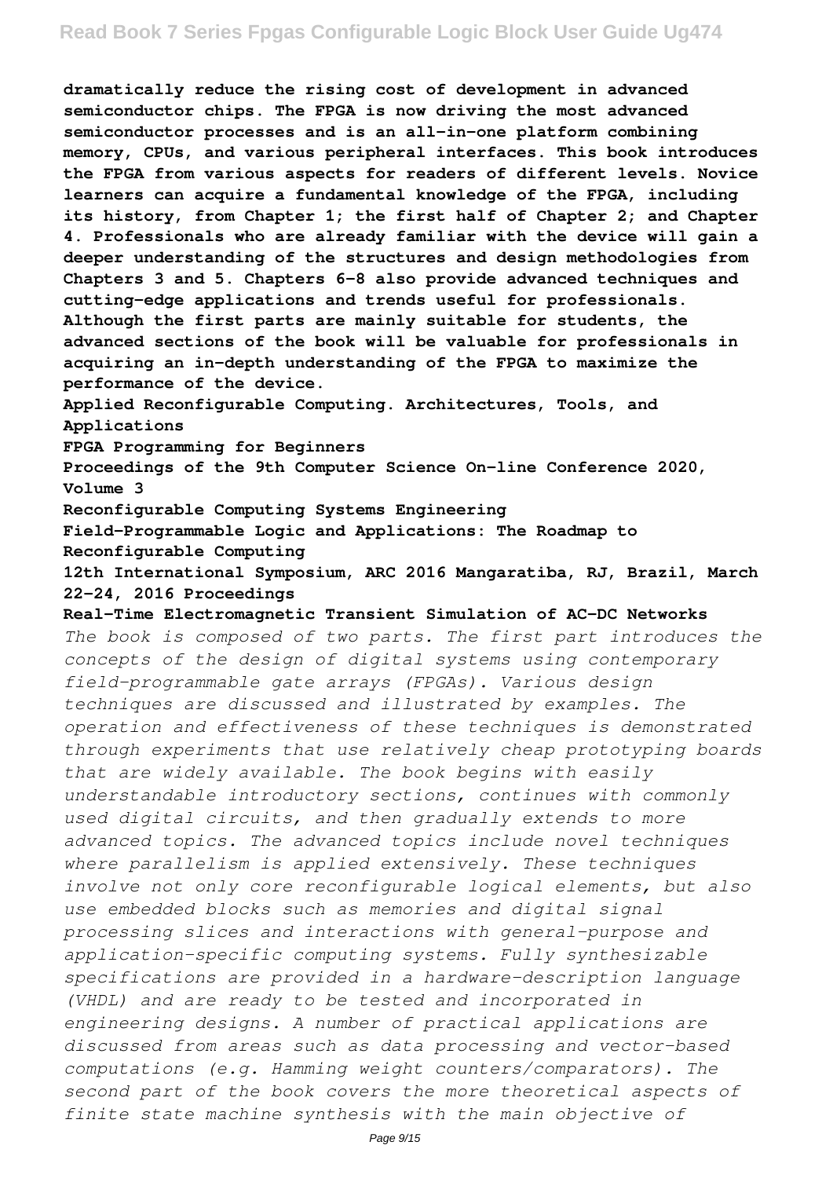**dramatically reduce the rising cost of development in advanced semiconductor chips. The FPGA is now driving the most advanced semiconductor processes and is an all-in-one platform combining memory, CPUs, and various peripheral interfaces. This book introduces the FPGA from various aspects for readers of different levels. Novice learners can acquire a fundamental knowledge of the FPGA, including its history, from Chapter 1; the first half of Chapter 2; and Chapter 4. Professionals who are already familiar with the device will gain a deeper understanding of the structures and design methodologies from Chapters 3 and 5. Chapters 6–8 also provide advanced techniques and cutting-edge applications and trends useful for professionals. Although the first parts are mainly suitable for students, the advanced sections of the book will be valuable for professionals in acquiring an in-depth understanding of the FPGA to maximize the performance of the device.**

**Applied Reconfigurable Computing. Architectures, Tools, and Applications**

**FPGA Programming for Beginners**

**Proceedings of the 9th Computer Science On-line Conference 2020, Volume 3**

**Reconfigurable Computing Systems Engineering**

**Field-Programmable Logic and Applications: The Roadmap to Reconfigurable Computing**

**12th International Symposium, ARC 2016 Mangaratiba, RJ, Brazil, March 22-24, 2016 Proceedings**

**Real-Time Electromagnetic Transient Simulation of AC-DC Networks**

*The book is composed of two parts. The first part introduces the concepts of the design of digital systems using contemporary field-programmable gate arrays (FPGAs). Various design techniques are discussed and illustrated by examples. The operation and effectiveness of these techniques is demonstrated through experiments that use relatively cheap prototyping boards that are widely available. The book begins with easily understandable introductory sections, continues with commonly used digital circuits, and then gradually extends to more advanced topics. The advanced topics include novel techniques where parallelism is applied extensively. These techniques involve not only core reconfigurable logical elements, but also use embedded blocks such as memories and digital signal processing slices and interactions with general-purpose and application-specific computing systems. Fully synthesizable specifications are provided in a hardware-description language (VHDL) and are ready to be tested and incorporated in engineering designs. A number of practical applications are discussed from areas such as data processing and vector-based computations (e.g. Hamming weight counters/comparators). The second part of the book covers the more theoretical aspects of finite state machine synthesis with the main objective of*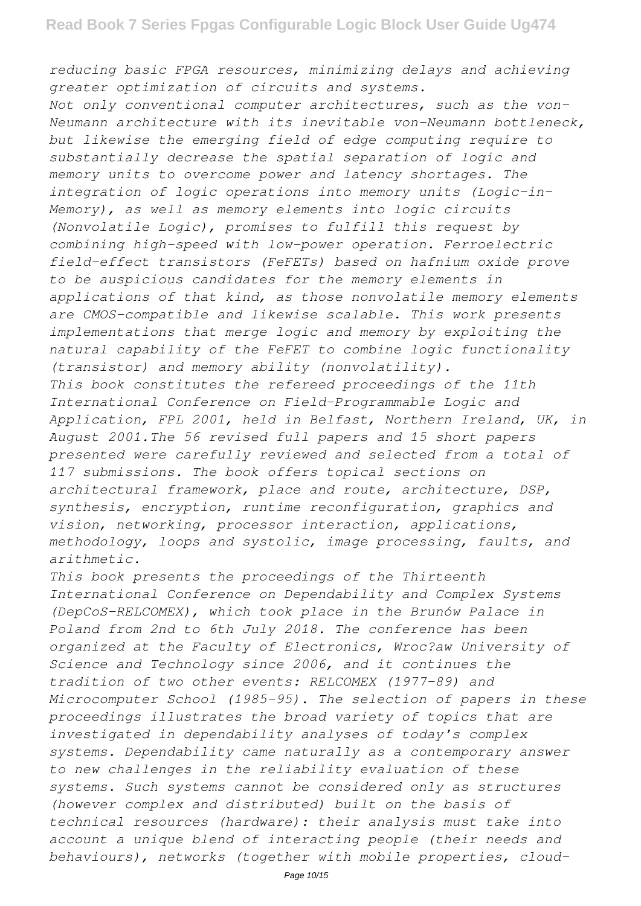*reducing basic FPGA resources, minimizing delays and achieving greater optimization of circuits and systems.*

*Not only conventional computer architectures, such as the von-Neumann architecture with its inevitable von-Neumann bottleneck, but likewise the emerging field of edge computing require to substantially decrease the spatial separation of logic and memory units to overcome power and latency shortages. The integration of logic operations into memory units (Logic-in-Memory), as well as memory elements into logic circuits (Nonvolatile Logic), promises to fulfill this request by combining high-speed with low-power operation. Ferroelectric field-effect transistors (FeFETs) based on hafnium oxide prove to be auspicious candidates for the memory elements in applications of that kind, as those nonvolatile memory elements are CMOS-compatible and likewise scalable. This work presents implementations that merge logic and memory by exploiting the natural capability of the FeFET to combine logic functionality (transistor) and memory ability (nonvolatility).*

*This book constitutes the refereed proceedings of the 11th International Conference on Field-Programmable Logic and Application, FPL 2001, held in Belfast, Northern Ireland, UK, in August 2001.The 56 revised full papers and 15 short papers presented were carefully reviewed and selected from a total of 117 submissions. The book offers topical sections on architectural framework, place and route, architecture, DSP, synthesis, encryption, runtime reconfiguration, graphics and vision, networking, processor interaction, applications, methodology, loops and systolic, image processing, faults, and arithmetic.*

*This book presents the proceedings of the Thirteenth International Conference on Dependability and Complex Systems (DepCoS-RELCOMEX), which took place in the Brunów Palace in Poland from 2nd to 6th July 2018. The conference has been organized at the Faculty of Electronics, Wroc?aw University of Science and Technology since 2006, and it continues the tradition of two other events: RELCOMEX (1977–89) and Microcomputer School (1985–95). The selection of papers in these proceedings illustrates the broad variety of topics that are investigated in dependability analyses of today's complex systems. Dependability came naturally as a contemporary answer to new challenges in the reliability evaluation of these systems. Such systems cannot be considered only as structures (however complex and distributed) built on the basis of technical resources (hardware): their analysis must take into account a unique blend of interacting people (their needs and behaviours), networks (together with mobile properties, cloud-*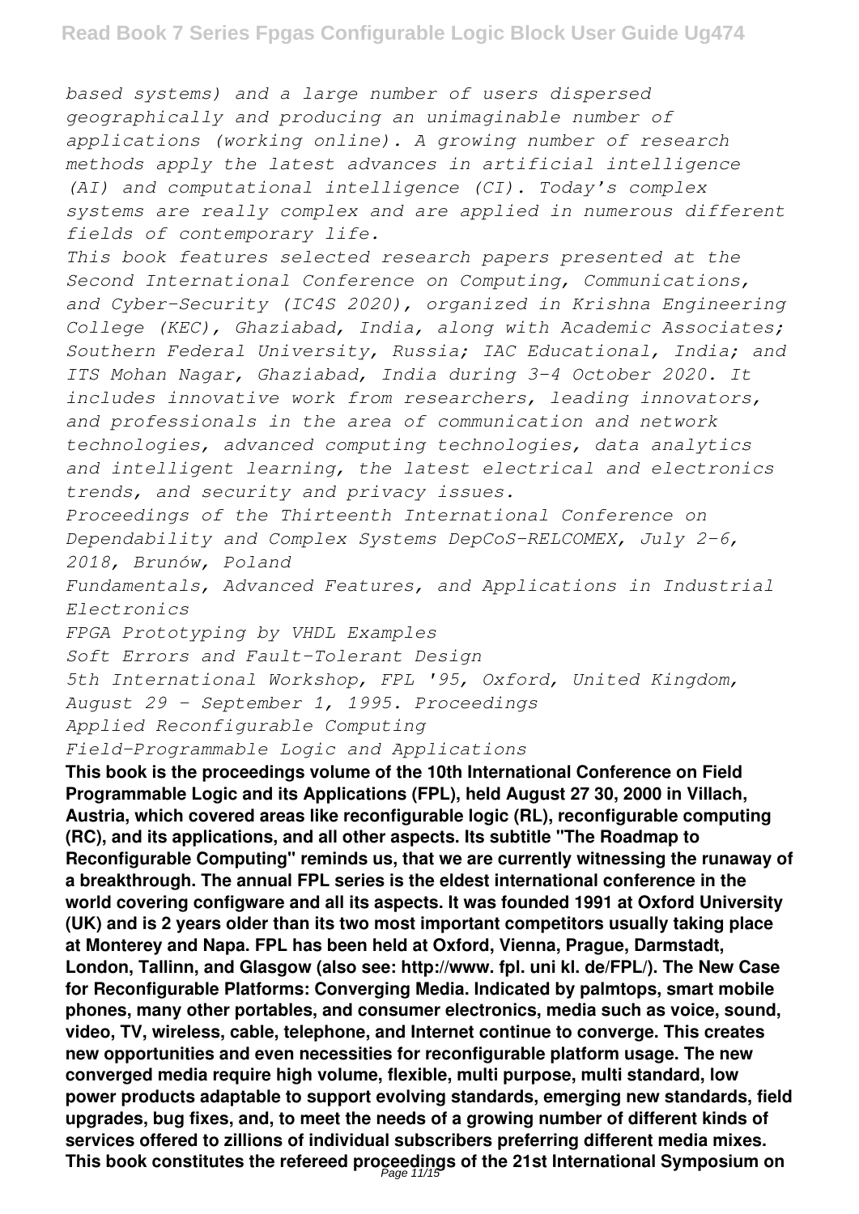*based systems) and a large number of users dispersed geographically and producing an unimaginable number of applications (working online). A growing number of research methods apply the latest advances in artificial intelligence (AI) and computational intelligence (CI). Today's complex systems are really complex and are applied in numerous different fields of contemporary life.*

*This book features selected research papers presented at the Second International Conference on Computing, Communications, and Cyber-Security (IC4S 2020), organized in Krishna Engineering College (KEC), Ghaziabad, India, along with Academic Associates; Southern Federal University, Russia; IAC Educational, India; and ITS Mohan Nagar, Ghaziabad, India during 3–4 October 2020. It includes innovative work from researchers, leading innovators, and professionals in the area of communication and network technologies, advanced computing technologies, data analytics and intelligent learning, the latest electrical and electronics trends, and security and privacy issues.*

*Proceedings of the Thirteenth International Conference on Dependability and Complex Systems DepCoS-RELCOMEX, July 2–6, 2018, Brunów, Poland*

*Fundamentals, Advanced Features, and Applications in Industrial Electronics*

*FPGA Prototyping by VHDL Examples*

*Soft Errors and Fault-Tolerant Design*

*5th International Workshop, FPL '95, Oxford, United Kingdom, August 29 - September 1, 1995. Proceedings*

*Applied Reconfigurable Computing*

*Field-Programmable Logic and Applications*

**This book is the proceedings volume of the 10th International Conference on Field Programmable Logic and its Applications (FPL), held August 27 30, 2000 in Villach, Austria, which covered areas like reconfigurable logic (RL), reconfigurable computing (RC), and its applications, and all other aspects. Its subtitle "The Roadmap to Reconfigurable Computing" reminds us, that we are currently witnessing the runaway of a breakthrough. The annual FPL series is the eldest international conference in the world covering configware and all its aspects. It was founded 1991 at Oxford University (UK) and is 2 years older than its two most important competitors usually taking place at Monterey and Napa. FPL has been held at Oxford, Vienna, Prague, Darmstadt, London, Tallinn, and Glasgow (also see: http://www. fpl. uni kl. de/FPL/). The New Case for Reconfigurable Platforms: Converging Media. Indicated by palmtops, smart mobile phones, many other portables, and consumer electronics, media such as voice, sound, video, TV, wireless, cable, telephone, and Internet continue to converge. This creates new opportunities and even necessities for reconfigurable platform usage. The new converged media require high volume, flexible, multi purpose, multi standard, low power products adaptable to support evolving standards, emerging new standards, field upgrades, bug fixes, and, to meet the needs of a growing number of different kinds of services offered to zillions of individual subscribers preferring different media mixes. This book constitutes the refereed proceedings of the 21st International Symposium on**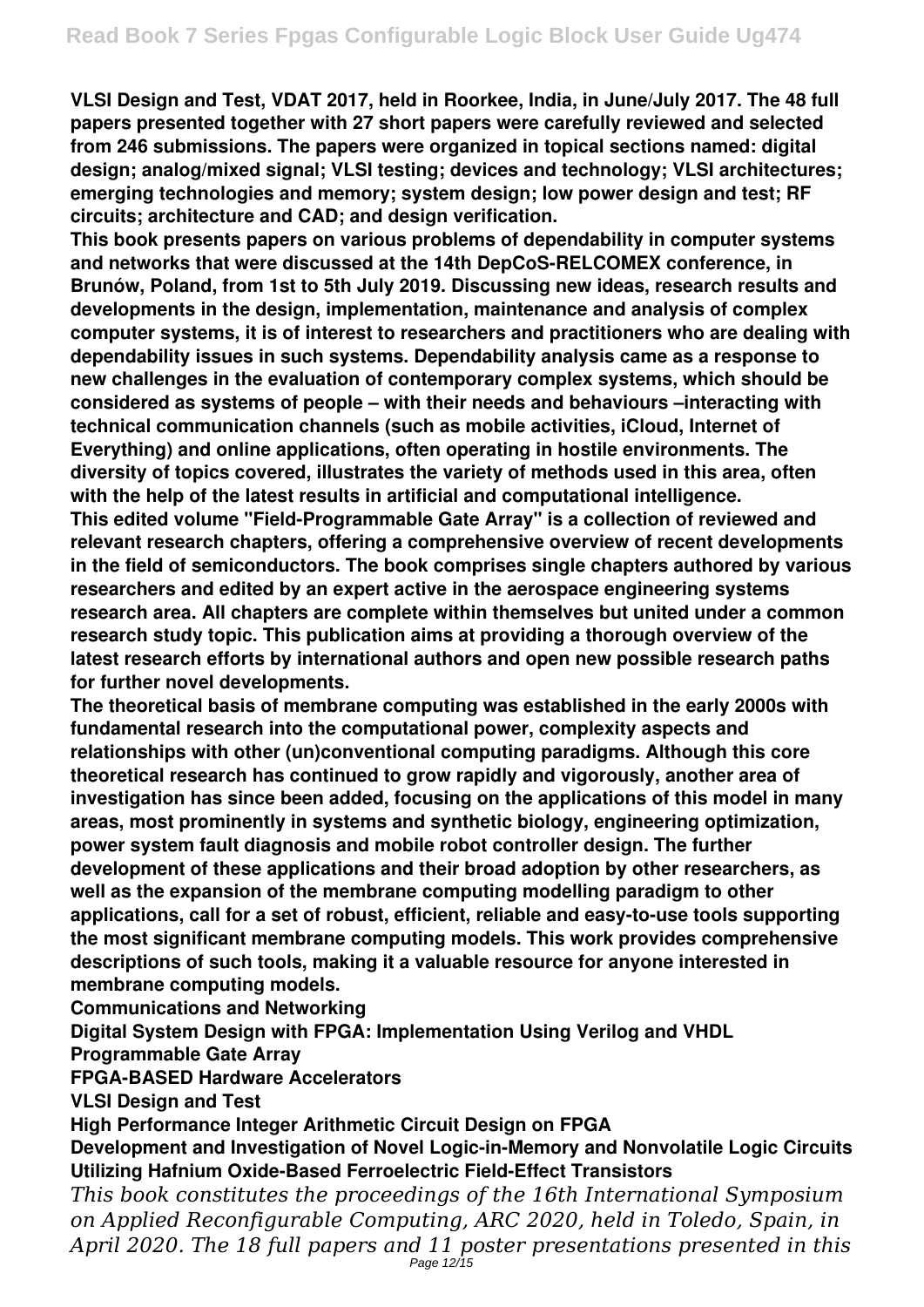**VLSI Design and Test, VDAT 2017, held in Roorkee, India, in June/July 2017. The 48 full papers presented together with 27 short papers were carefully reviewed and selected from 246 submissions. The papers were organized in topical sections named: digital design; analog/mixed signal; VLSI testing; devices and technology; VLSI architectures; emerging technologies and memory; system design; low power design and test; RF circuits; architecture and CAD; and design verification.**

**This book presents papers on various problems of dependability in computer systems and networks that were discussed at the 14th DepCoS-RELCOMEX conference, in Brunów, Poland, from 1st to 5th July 2019. Discussing new ideas, research results and developments in the design, implementation, maintenance and analysis of complex computer systems, it is of interest to researchers and practitioners who are dealing with dependability issues in such systems. Dependability analysis came as a response to new challenges in the evaluation of contemporary complex systems, which should be considered as systems of people – with their needs and behaviours –interacting with technical communication channels (such as mobile activities, iCloud, Internet of Everything) and online applications, often operating in hostile environments. The diversity of topics covered, illustrates the variety of methods used in this area, often with the help of the latest results in artificial and computational intelligence.**

**This edited volume "Field-Programmable Gate Array" is a collection of reviewed and relevant research chapters, offering a comprehensive overview of recent developments in the field of semiconductors. The book comprises single chapters authored by various researchers and edited by an expert active in the aerospace engineering systems research area. All chapters are complete within themselves but united under a common research study topic. This publication aims at providing a thorough overview of the latest research efforts by international authors and open new possible research paths for further novel developments.**

**The theoretical basis of membrane computing was established in the early 2000s with fundamental research into the computational power, complexity aspects and relationships with other (un)conventional computing paradigms. Although this core theoretical research has continued to grow rapidly and vigorously, another area of investigation has since been added, focusing on the applications of this model in many areas, most prominently in systems and synthetic biology, engineering optimization, power system fault diagnosis and mobile robot controller design. The further development of these applications and their broad adoption by other researchers, as well as the expansion of the membrane computing modelling paradigm to other applications, call for a set of robust, efficient, reliable and easy-to-use tools supporting the most significant membrane computing models. This work provides comprehensive descriptions of such tools, making it a valuable resource for anyone interested in membrane computing models.**

**Communications and Networking**

**Digital System Design with FPGA: Implementation Using Verilog and VHDL**

**Programmable Gate Array**

**FPGA-BASED Hardware Accelerators**

**VLSI Design and Test**

**High Performance Integer Arithmetic Circuit Design on FPGA**

**Development and Investigation of Novel Logic-in-Memory and Nonvolatile Logic Circuits Utilizing Hafnium Oxide-Based Ferroelectric Field-Effect Transistors**

*This book constitutes the proceedings of the 16th International Symposium on Applied Reconfigurable Computing, ARC 2020, held in Toledo, Spain, in April 2020. The 18 full papers and 11 poster presentations presented in this*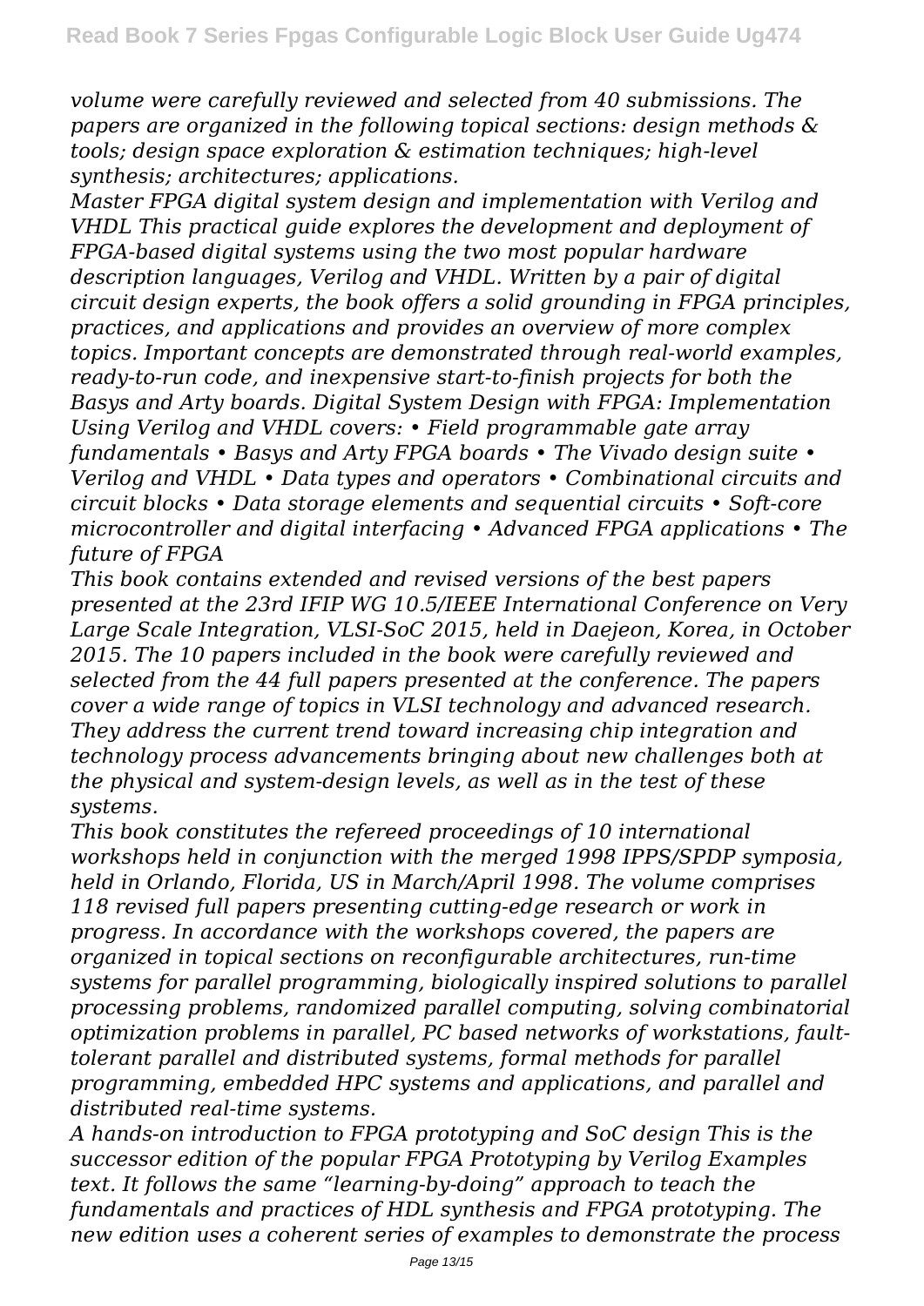*volume were carefully reviewed and selected from 40 submissions. The papers are organized in the following topical sections: design methods & tools; design space exploration & estimation techniques; high-level synthesis; architectures; applications.*

*Master FPGA digital system design and implementation with Verilog and VHDL This practical guide explores the development and deployment of FPGA-based digital systems using the two most popular hardware description languages, Verilog and VHDL. Written by a pair of digital circuit design experts, the book offers a solid grounding in FPGA principles, practices, and applications and provides an overview of more complex topics. Important concepts are demonstrated through real-world examples, ready-to-run code, and inexpensive start-to-finish projects for both the Basys and Arty boards. Digital System Design with FPGA: Implementation Using Verilog and VHDL covers: • Field programmable gate array fundamentals • Basys and Arty FPGA boards • The Vivado design suite • Verilog and VHDL • Data types and operators • Combinational circuits and circuit blocks • Data storage elements and sequential circuits • Soft-core microcontroller and digital interfacing • Advanced FPGA applications • The future of FPGA*

*This book contains extended and revised versions of the best papers presented at the 23rd IFIP WG 10.5/IEEE International Conference on Very Large Scale Integration, VLSI-SoC 2015, held in Daejeon, Korea, in October 2015. The 10 papers included in the book were carefully reviewed and selected from the 44 full papers presented at the conference. The papers cover a wide range of topics in VLSI technology and advanced research. They address the current trend toward increasing chip integration and technology process advancements bringing about new challenges both at the physical and system-design levels, as well as in the test of these systems.*

*This book constitutes the refereed proceedings of 10 international workshops held in conjunction with the merged 1998 IPPS/SPDP symposia, held in Orlando, Florida, US in March/April 1998. The volume comprises 118 revised full papers presenting cutting-edge research or work in progress. In accordance with the workshops covered, the papers are organized in topical sections on reconfigurable architectures, run-time systems for parallel programming, biologically inspired solutions to parallel processing problems, randomized parallel computing, solving combinatorial optimization problems in parallel, PC based networks of workstations, fault-tolerant parallel and distributed systems, formal methods for parallel programming, embedded HPC systems and applications, and parallel and distributed real-time systems.*

*A hands-on introduction to FPGA prototyping and SoC design This is the successor edition of the popular FPGA Prototyping by Verilog Examples text. It follows the same "learning-by-doing" approach to teach the fundamentals and practices of HDL synthesis and FPGA prototyping. The new edition uses a coherent series of examples to demonstrate the process*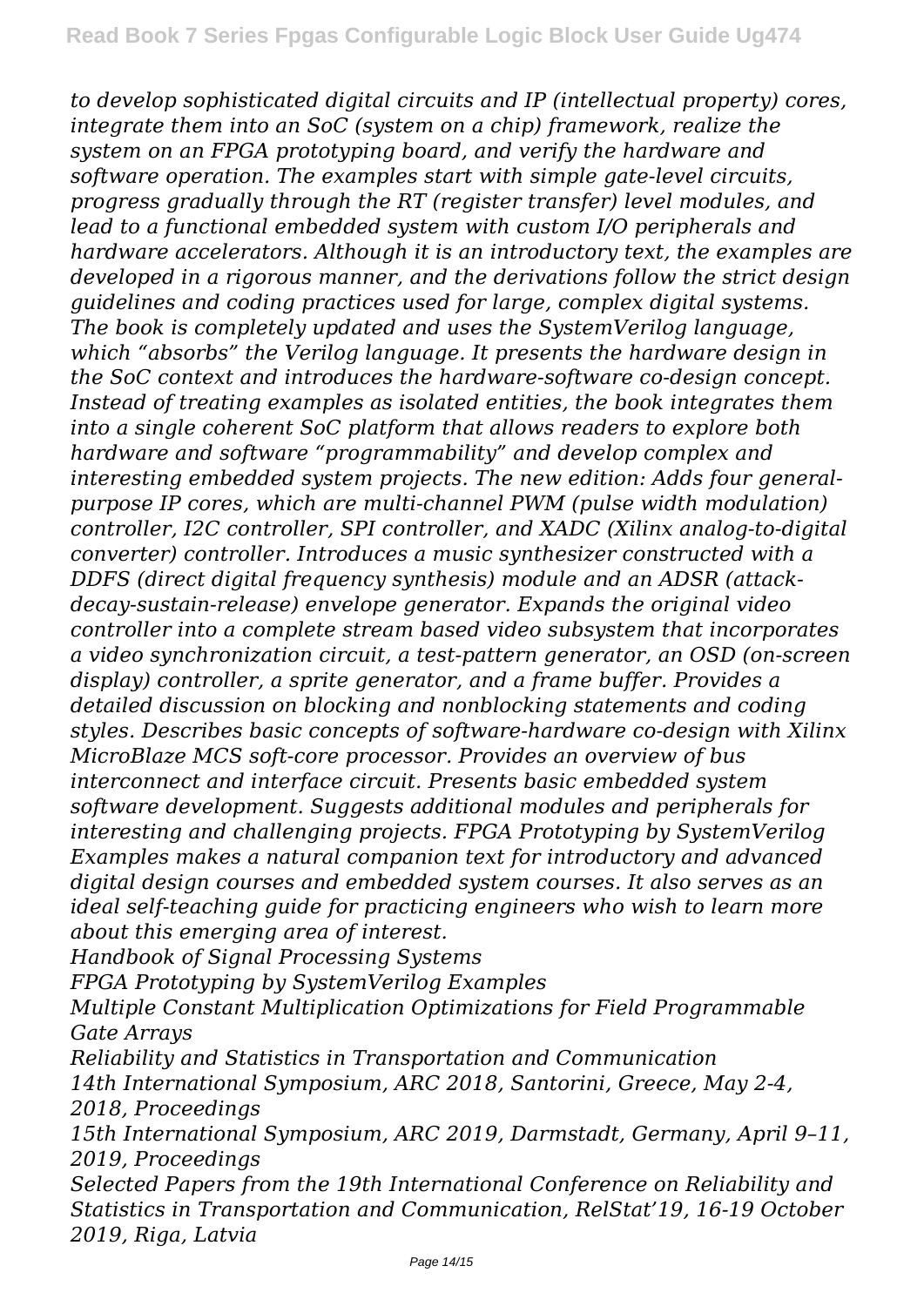*to develop sophisticated digital circuits and IP (intellectual property) cores, integrate them into an SoC (system on a chip) framework, realize the system on an FPGA prototyping board, and verify the hardware and software operation. The examples start with simple gate-level circuits, progress gradually through the RT (register transfer) level modules, and lead to a functional embedded system with custom I/O peripherals and hardware accelerators. Although it is an introductory text, the examples are developed in a rigorous manner, and the derivations follow the strict design guidelines and coding practices used for large, complex digital systems. The book is completely updated and uses the SystemVerilog language, which "absorbs" the Verilog language. It presents the hardware design in the SoC context and introduces the hardware-software co-design concept. Instead of treating examples as isolated entities, the book integrates them into a single coherent SoC platform that allows readers to explore both hardware and software "programmability" and develop complex and interesting embedded system projects. The new edition: Adds four general-purpose IP cores, which are multi-channel PWM (pulse width modulation) controller, I2C controller, SPI controller, and XADC (Xilinx analog-to-digital converter) controller. Introduces a music synthesizer constructed with a DDFS (direct digital frequency synthesis) module and an ADSR (attack-decay-sustain-release) envelope generator. Expands the original video controller into a complete stream based video subsystem that incorporates a video synchronization circuit, a test-pattern generator, an OSD (on-screen display) controller, a sprite generator, and a frame buffer. Provides a detailed discussion on blocking and nonblocking statements and coding styles. Describes basic concepts of software-hardware co-design with Xilinx MicroBlaze MCS soft-core processor. Provides an overview of bus interconnect and interface circuit. Presents basic embedded system software development. Suggests additional modules and peripherals for interesting and challenging projects. FPGA Prototyping by SystemVerilog Examples makes a natural companion text for introductory and advanced digital design courses and embedded system courses. It also serves as an ideal self-teaching guide for practicing engineers who wish to learn more about this emerging area of interest.*

*Handbook of Signal Processing Systems*

*FPGA Prototyping by SystemVerilog Examples*

*Multiple Constant Multiplication Optimizations for Field Programmable Gate Arrays*

*Reliability and Statistics in Transportation and Communication*

*14th International Symposium, ARC 2018, Santorini, Greece, May 2-4, 2018, Proceedings*

*15th International Symposium, ARC 2019, Darmstadt, Germany, April 9–11, 2019, Proceedings*

*Selected Papers from the 19th International Conference on Reliability and Statistics in Transportation and Communication, RelStat'19, 16-19 October 2019, Riga, Latvia*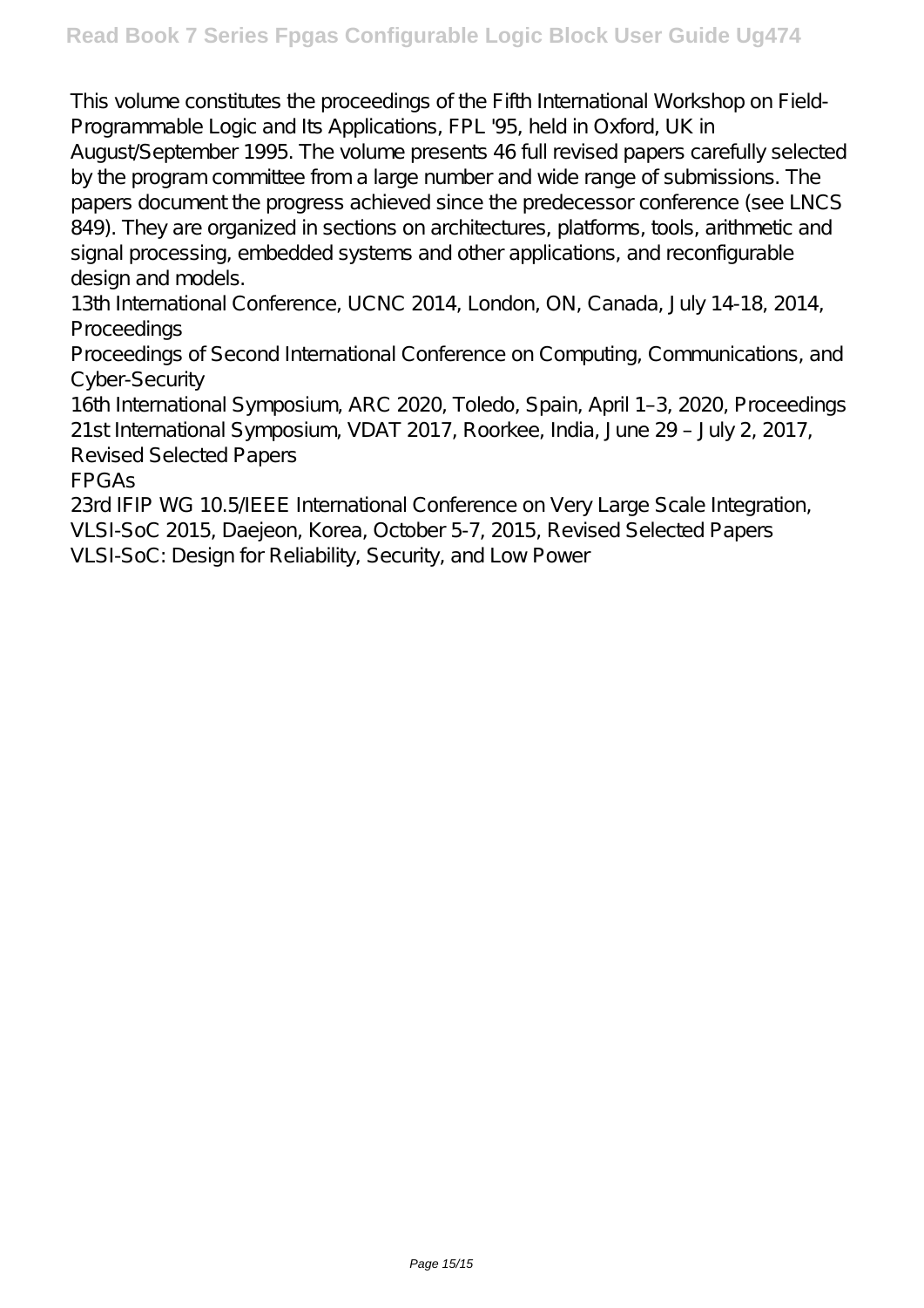This volume constitutes the proceedings of the Fifth International Workshop on Field-Programmable Logic and Its Applications, FPL '95, held in Oxford, UK in August/September 1995. The volume presents 46 full revised papers carefully selected by the program committee from a large number and wide range of submissions. The papers document the progress achieved since the predecessor conference (see LNCS 849). They are organized in sections on architectures, platforms, tools, arithmetic and signal processing, embedded systems and other applications, and reconfigurable design and models.

13th International Conference, UCNC 2014, London, ON, Canada, July 14-18, 2014, Proceedings

Proceedings of Second International Conference on Computing, Communications, and Cyber-Security

16th International Symposium, ARC 2020, Toledo, Spain, April 1–3, 2020, Proceedings

21st International Symposium, VDAT 2017, Roorkee, India, June 29 – July 2, 2017, Revised Selected Papers

FPGAs

23rd IFIP WG 10.5/IEEE International Conference on Very Large Scale Integration, VLSI-SoC 2015, Daejeon, Korea, October 5-7, 2015, Revised Selected Papers

VLSI-SoC: Design for Reliability, Security, and Low Power